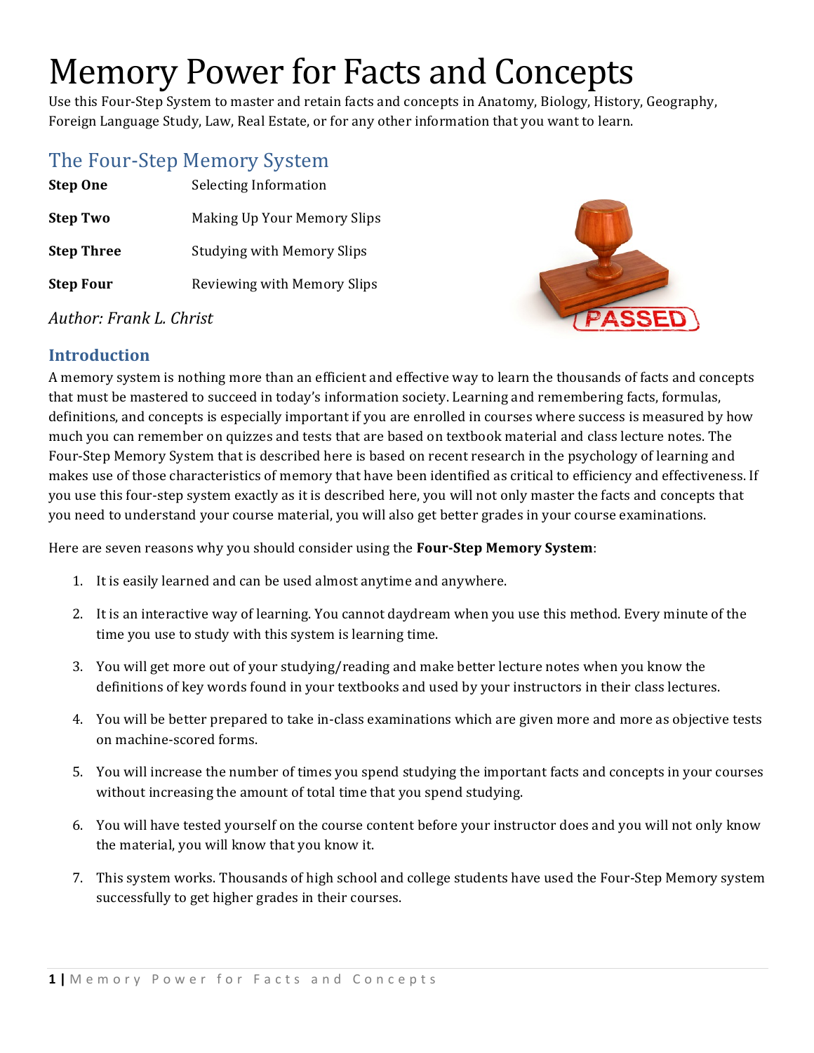# Memory Power for Facts and Concepts

Use this Four-Step System to master and retain facts and concepts in Anatomy, Biology, History, Geography, Foreign Language Study, Law, Real Estate, or for any other information that you want to learn.

## The Four-Step Memory System

| | |
|---|---|
| **Step One** | Selecting Information |
| **Step Two** | Making Up Your Memory Slips |
| **Step Three** | Studying with Memory Slips |
| **Step Four** | Reviewing with Memory Slips |

*Author: Frank L. Christ*

### Introduction

A memory system is nothing more than an efficient and effective way to learn the thousands of facts and concepts that must be mastered to succeed in today's information society. Learning and remembering facts, formulas, definitions, and concepts is especially important if you are enrolled in courses where success is measured by how much you can remember on quizzes and tests that are based on textbook material and class lecture notes. The Four-Step Memory System that is described here is based on recent research in the psychology of learning and makes use of those characteristics of memory that have been identified as critical to efficiency and effectiveness. If you use this four-step system exactly as it is described here, you will not only master the facts and concepts that you need to understand your course material, you will also get better grades in your course examinations.

Here are seven reasons why you should consider using the **Four-Step Memory System**:

1. It is easily learned and can be used almost anytime and anywhere.
2. It is an interactive way of learning. You cannot daydream when you use this method. Every minute of the time you use to study with this system is learning time.
3. You will get more out of your studying/reading and make better lecture notes when you know the definitions of key words found in your textbooks and used by your instructors in their class lectures.
4. You will be better prepared to take in-class examinations which are given more and more as objective tests on machine-scored forms.
5. You will increase the number of times you spend studying the important facts and concepts in your courses without increasing the amount of total time that you spend studying.
6. You will have tested yourself on the course content before your instructor does and you will not only know the material, you will know that you know it.
7. This system works. Thousands of high school and college students have used the Four-Step Memory system successfully to get higher grades in their courses.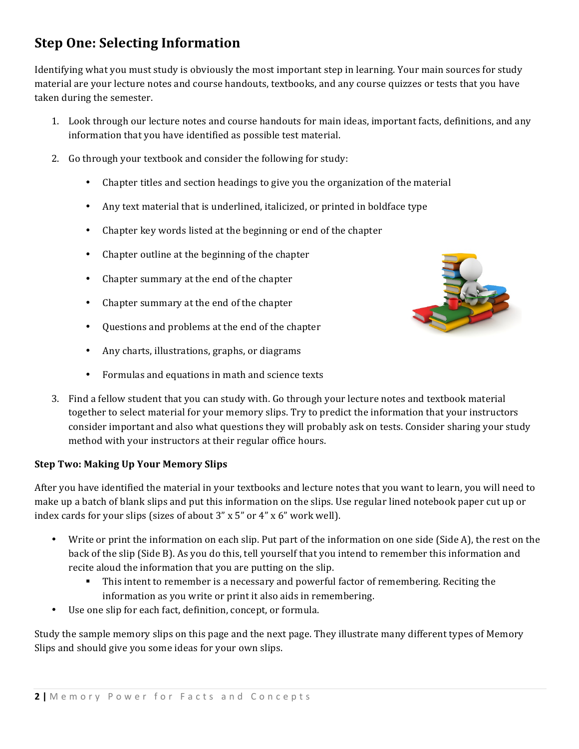## Step One: Selecting Information

Identifying what you must study is obviously the most important step in learning. Your main sources for study material are your lecture notes and course handouts, textbooks, and any course quizzes or tests that you have taken during the semester.

1. Look through our lecture notes and course handouts for main ideas, important facts, definitions, and any information that you have identified as possible test material.

2. Go through your textbook and consider the following for study:

    - Chapter titles and section headings to give you the organization of the material
    - Any text material that is underlined, italicized, or printed in boldface type
    - Chapter key words listed at the beginning or end of the chapter
    - Chapter outline at the beginning of the chapter
    - Chapter summary at the end of the chapter
    - Chapter summary at the end of the chapter
    - Questions and problems at the end of the chapter
    - Any charts, illustrations, graphs, or diagrams
    - Formulas and equations in math and science texts

3. Find a fellow student that you can study with. Go through your lecture notes and textbook material together to select material for your memory slips. Try to predict the information that your instructors consider important and also what questions they will probably ask on tests. Consider sharing your study method with your instructors at their regular office hours.

### Step Two: Making Up Your Memory Slips

After you have identified the material in your textbooks and lecture notes that you want to learn, you will need to make up a batch of blank slips and put this information on the slips. Use regular lined notebook paper cut up or index cards for your slips (sizes of about 3" x 5" or 4" x 6" work well).

- Write or print the information on each slip. Put part of the information on one side (Side A), the rest on the back of the slip (Side B). As you do this, tell yourself that you intend to remember this information and recite aloud the information that you are putting on the slip.
    - This intent to remember is a necessary and powerful factor of remembering. Reciting the information as you write or print it also aids in remembering.
- Use one slip for each fact, definition, concept, or formula.

Study the sample memory slips on this page and the next page. They illustrate many different types of Memory Slips and should give you some ideas for your own slips.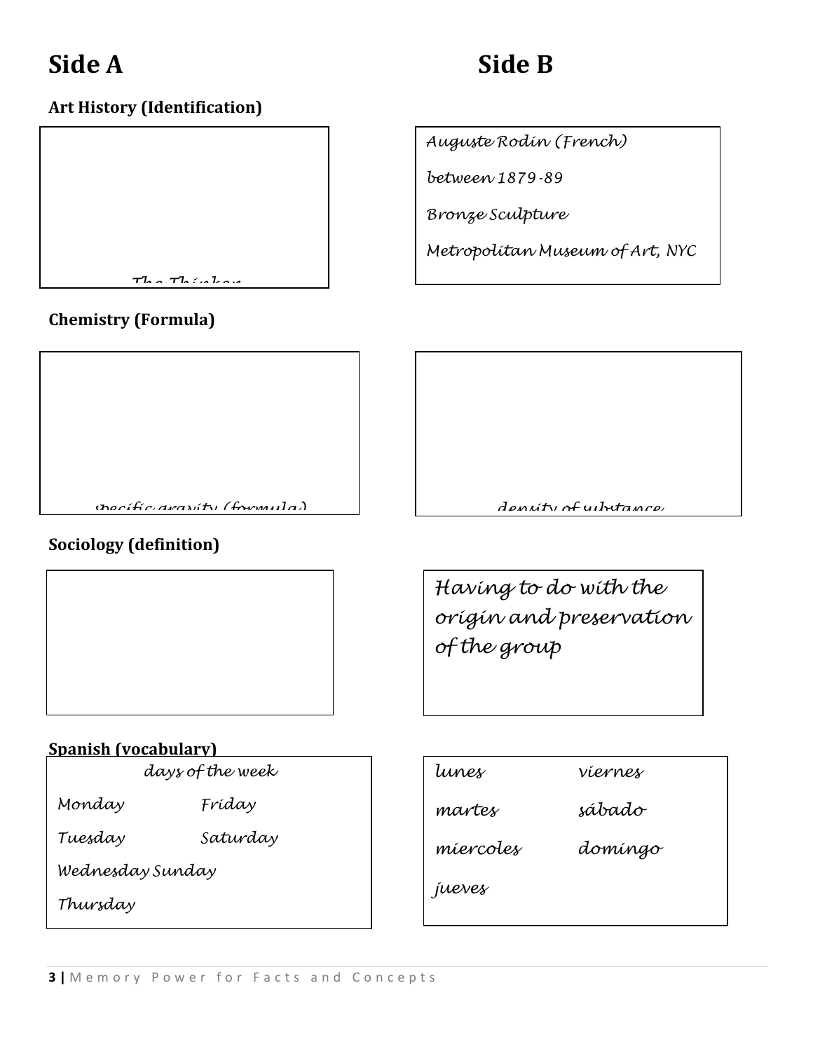## Side A / Side B

### Art History (Identification)

| Side A | Side B |
|---|---|
| The Thinker | Auguste Rodin (French)<br>between 1879-89<br>Bronze Sculpture<br>Metropolitan Museum of Art, NYC |

### Chemistry (Formula)

| Side A | Side B |
|---|---|
| specific gravity (formula) | density of substance; |

### Sociology (definition)

| Side A | Side B |
|---|---|
| | Having to do with the origin and preservation of the group |

### Spanish (vocabulary)

| Side A | Side B |
|---|---|
| days of the week<br>Monday Friday<br>Tuesday Saturday<br>Wednesday Sunday<br>Thursday | lunes viernes<br>martes sábado<br>miercoles domingo<br>jueves |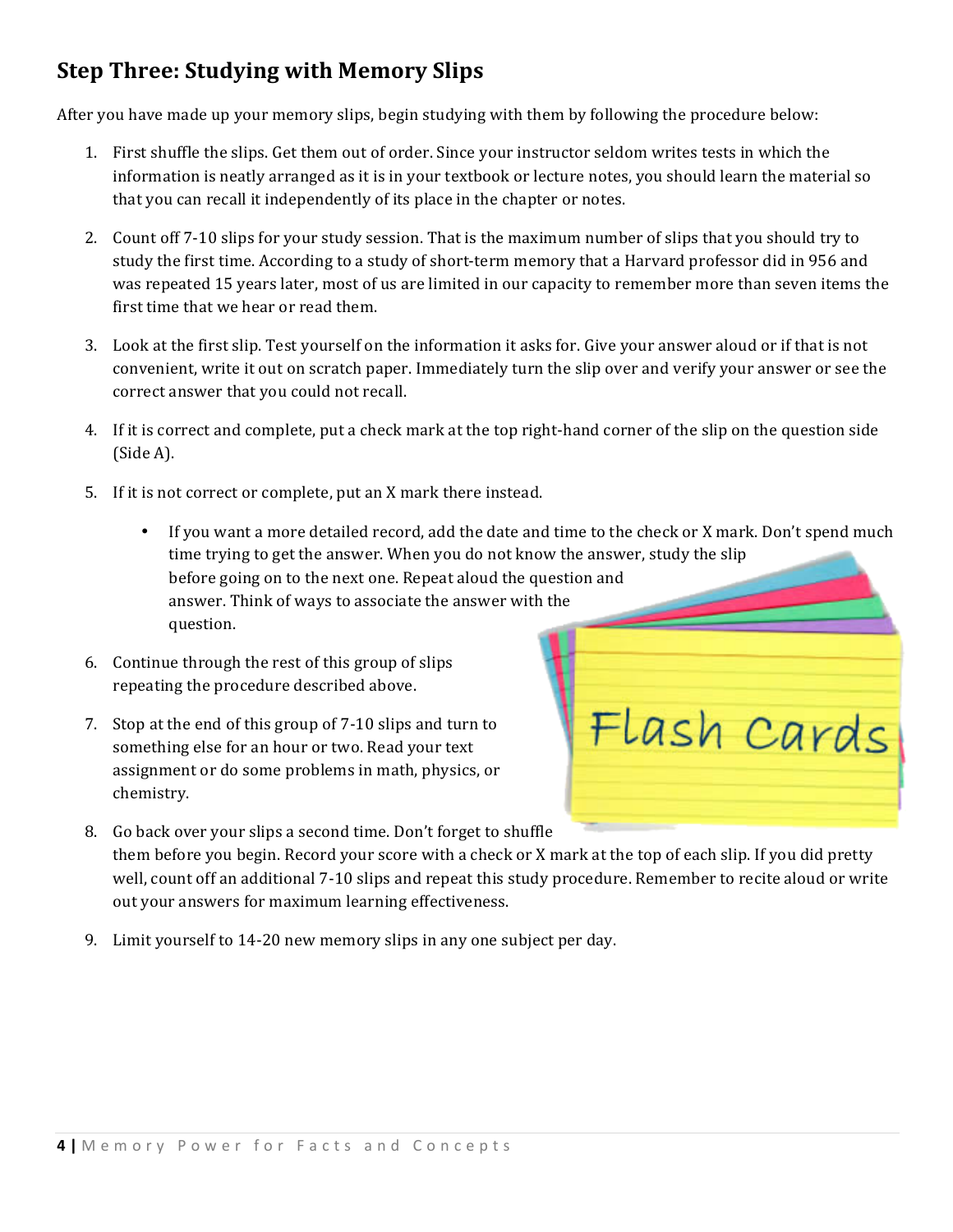## Step Three: Studying with Memory Slips

After you have made up your memory slips, begin studying with them by following the procedure below:

1. First shuffle the slips. Get them out of order. Since your instructor seldom writes tests in which the information is neatly arranged as it is in your textbook or lecture notes, you should learn the material so that you can recall it independently of its place in the chapter or notes.

2. Count off 7-10 slips for your study session. That is the maximum number of slips that you should try to study the first time. According to a study of short-term memory that a Harvard professor did in 956 and was repeated 15 years later, most of us are limited in our capacity to remember more than seven items the first time that we hear or read them.

3. Look at the first slip. Test yourself on the information it asks for. Give your answer aloud or if that is not convenient, write it out on scratch paper. Immediately turn the slip over and verify your answer or see the correct answer that you could not recall.

4. If it is correct and complete, put a check mark at the top right-hand corner of the slip on the question side (Side A).

5. If it is not correct or complete, put an X mark there instead.
   - If you want a more detailed record, add the date and time to the check or X mark. Don't spend much time trying to get the answer. When you do not know the answer, study the slip before going on to the next one. Repeat aloud the question and answer. Think of ways to associate the answer with the question.

6. Continue through the rest of this group of slips repeating the procedure described above.

7. Stop at the end of this group of 7-10 slips and turn to something else for an hour or two. Read your text assignment or do some problems in math, physics, or chemistry.

8. Go back over your slips a second time. Don't forget to shuffle them before you begin. Record your score with a check or X mark at the top of each slip. If you did pretty well, count off an additional 7-10 slips and repeat this study procedure. Remember to recite aloud or write out your answers for maximum learning effectiveness.

9. Limit yourself to 14-20 new memory slips in any one subject per day.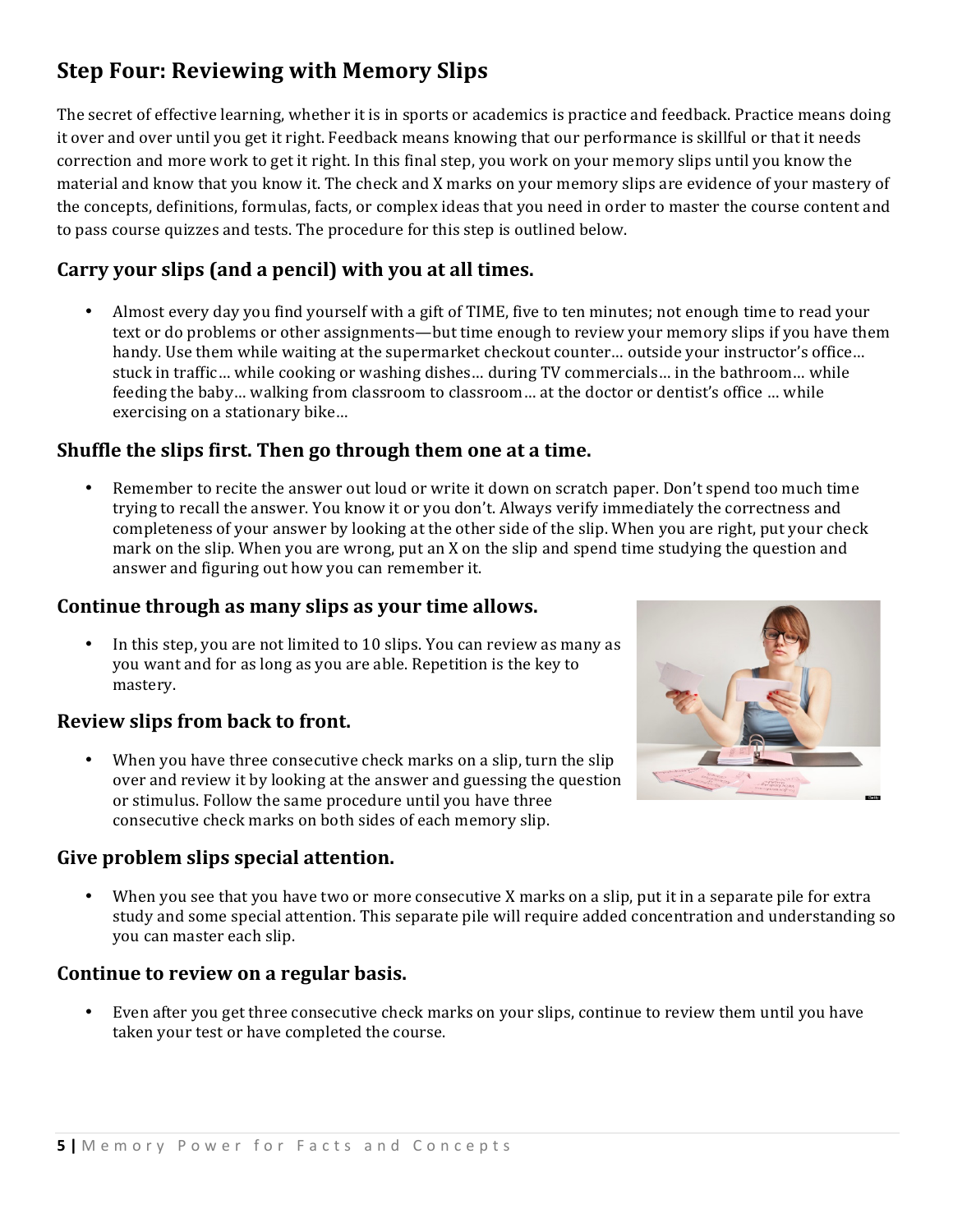## Step Four: Reviewing with Memory Slips

The secret of effective learning, whether it is in sports or academics is practice and feedback. Practice means doing it over and over until you get it right. Feedback means knowing that our performance is skillful or that it needs correction and more work to get it right. In this final step, you work on your memory slips until you know the material and know that you know it. The check and X marks on your memory slips are evidence of your mastery of the concepts, definitions, formulas, facts, or complex ideas that you need in order to master the course content and to pass course quizzes and tests. The procedure for this step is outlined below.

### Carry your slips (and a pencil) with you at all times.

- Almost every day you find yourself with a gift of TIME, five to ten minutes; not enough time to read your text or do problems or other assignments—but time enough to review your memory slips if you have them handy. Use them while waiting at the supermarket checkout counter… outside your instructor's office… stuck in traffic… while cooking or washing dishes… during TV commercials… in the bathroom… while feeding the baby… walking from classroom to classroom… at the doctor or dentist's office … while exercising on a stationary bike…

### Shuffle the slips first. Then go through them one at a time.

- Remember to recite the answer out loud or write it down on scratch paper. Don't spend too much time trying to recall the answer. You know it or you don't. Always verify immediately the correctness and completeness of your answer by looking at the other side of the slip. When you are right, put your check mark on the slip. When you are wrong, put an X on the slip and spend time studying the question and answer and figuring out how you can remember it.

### Continue through as many slips as your time allows.

- In this step, you are not limited to 10 slips. You can review as many as you want and for as long as you are able. Repetition is the key to mastery.

### Review slips from back to front.

- When you have three consecutive check marks on a slip, turn the slip over and review it by looking at the answer and guessing the question or stimulus. Follow the same procedure until you have three consecutive check marks on both sides of each memory slip.

### Give problem slips special attention.

- When you see that you have two or more consecutive X marks on a slip, put it in a separate pile for extra study and some special attention. This separate pile will require added concentration and understanding so you can master each slip.

### Continue to review on a regular basis.

- Even after you get three consecutive check marks on your slips, continue to review them until you have taken your test or have completed the course.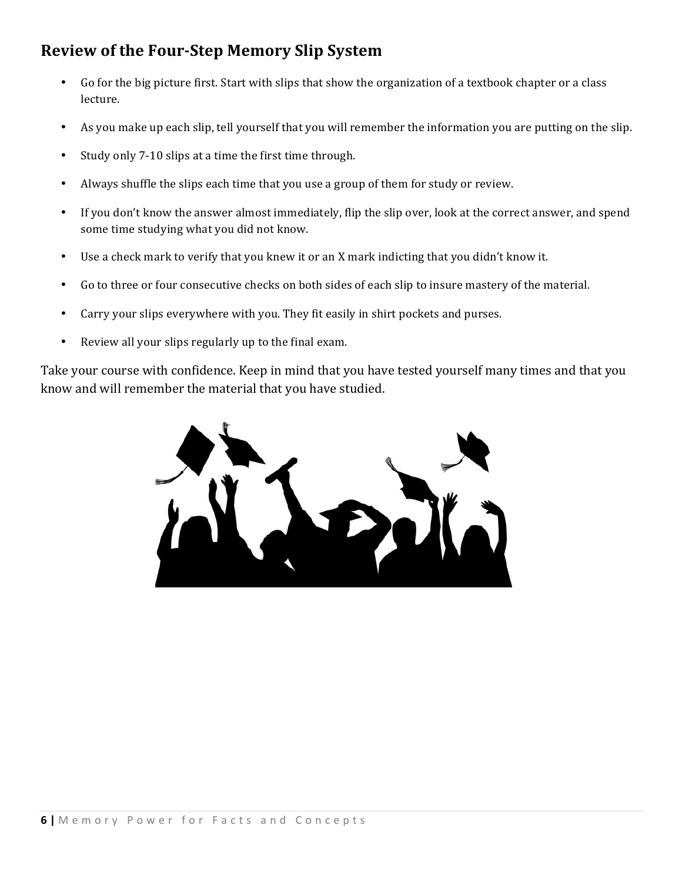## Review of the Four-Step Memory Slip System

- Go for the big picture first. Start with slips that show the organization of a textbook chapter or a class lecture.
- As you make up each slip, tell yourself that you will remember the information you are putting on the slip.
- Study only 7-10 slips at a time the first time through.
- Always shuffle the slips each time that you use a group of them for study or review.
- If you don't know the answer almost immediately, flip the slip over, look at the correct answer, and spend some time studying what you did not know.
- Use a check mark to verify that you knew it or an X mark indicting that you didn't know it.
- Go to three or four consecutive checks on both sides of each slip to insure mastery of the material.
- Carry your slips everywhere with you. They fit easily in shirt pockets and purses.
- Review all your slips regularly up to the final exam.

Take your course with confidence. Keep in mind that you have tested yourself many times and that you know and will remember the material that you have studied.